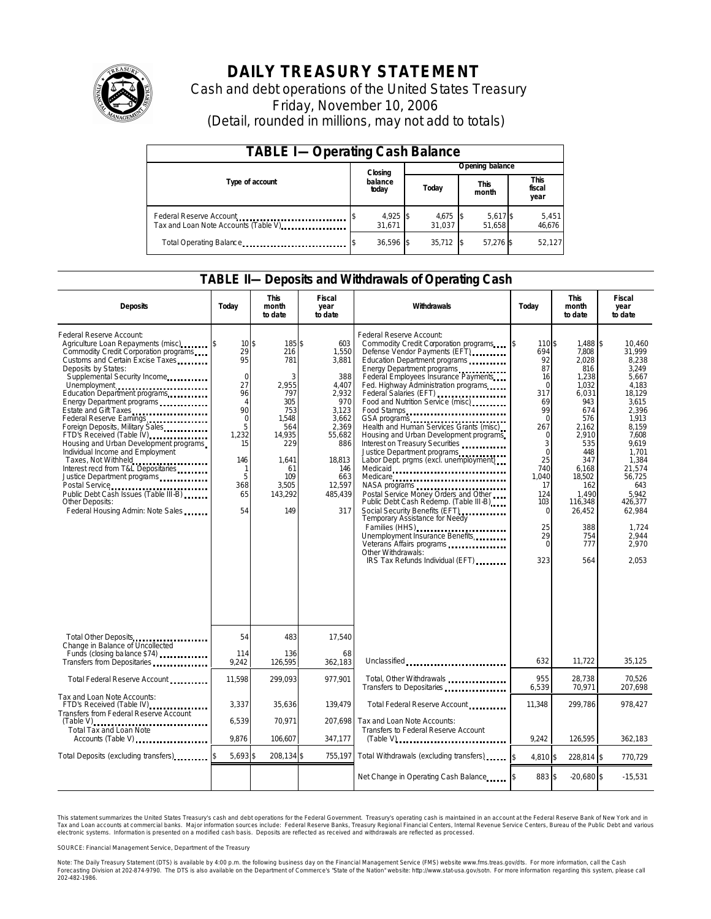# DAILY TREASURY STATEMENT

Cash and debt operations of the United States Treasury

Friday, November 10, 2006

(Detail, rounded in millions, may not add to totals)

## TABLE I—Operating Cash Balance

| Type of account | Closing balance today | Opening balance Today | Opening balance This month | Opening balance This fiscal year |
|---|---|---|---|---|
| Federal Reserve Account | $ 4,925 | $ 4,675 | $ 5,617 | $ 5,451 |
| Tax and Loan Note Accounts (Table V) | 31,671 | 31,037 | 51,658 | 46,676 |
| Total Operating Balance | $ 36,596 | $ 35,712 | $ 57,276 | $ 52,127 |

## TABLE II—Deposits and Withdrawals of Operating Cash

| Deposits | Today | This month to date | Fiscal year to date | Withdrawals | Today | This month to date | Fiscal year to date |
|---|---|---|---|---|---|---|---|
| Federal Reserve Account: | | | | Federal Reserve Account: | | | |
| Agriculture Loan Repayments (misc) | $ 10 | $ 185 | $ 603 | Commodity Credit Corporation programs | $ 110 | $ 1,488 | $ 10,460 |
| Commodity Credit Corporation programs | 29 | 216 | 1,550 | Defense Vendor Payments (EFT) | 694 | 7,808 | 31,999 |
| Customs and Certain Excise Taxes | 95 | 781 | 3,881 | Education Department programs | 92 | 2,028 | 8,238 |
| Deposits by States: | | | | Energy Department programs | 87 | 816 | 3,249 |
| Supplemental Security Income | 0 | 3 | 388 | Federal Employees Insurance Payments | 16 | 1,238 | 5,667 |
| Unemployment | 27 | 2,955 | 4,407 | Fed. Highway Administration programs | 0 | 1,032 | 4,183 |
| Education Department programs | 96 | 797 | 2,932 | Federal Salaries (EFT) | 317 | 6,031 | 18,129 |
| Energy Department programs | 4 | 305 | 970 | Food and Nutrition Service (misc) | 69 | 943 | 3,615 |
| Estate and Gift Taxes | 90 | 753 | 3,123 | Food Stamps | 99 | 674 | 2,396 |
| Federal Reserve Earnings | 0 | 1,548 | 3,662 | GSA programs | 0 | 576 | 1,913 |
| Foreign Deposits, Military Sales | 5 | 564 | 2,369 | Health and Human Services Grants (misc) | 267 | 2,162 | 8,159 |
| FTD's Received (Table IV) | 1,232 | 14,935 | 55,682 | Housing and Urban Development programs | 0 | 2,910 | 7,608 |
| Housing and Urban Development programs | 15 | 229 | 886 | Interest on Treasury Securities | 3 | 535 | 9,619 |
| Individual Income and Employment | | | | Justice Department programs | 0 | 448 | 1,701 |
| Taxes, Not Withheld | 146 | 1,641 | 18,813 | Labor Dept. prgms (excl. unemployment) | 25 | 347 | 1,384 |
| Interest recd from T&L Depositaries | 1 | 61 | 146 | Medicaid | 740 | 6,168 | 21,574 |
| Justice Department programs | 5 | 109 | 663 | Medicare | 1,040 | 18,502 | 56,725 |
| Postal Service | 368 | 3,505 | 12,597 | NASA programs | 17 | 162 | 643 |
| Public Debt Cash Issues (Table III-B) | 65 | 143,292 | 485,439 | Postal Service Money Orders and Other | 124 | 1,490 | 5,942 |
| Other Deposits: | | | | Public Debt Cash Redemp. (Table III-B) | 103 | 116,348 | 426,377 |
| Federal Housing Admin: Note Sales | 54 | 149 | 317 | Social Security Benefits (EFT) | 0 | 26,452 | 62,984 |
| | | | | Temporary Assistance for Needy Families (HHS) | 25 | 388 | 1,724 |
| | | | | Unemployment Insurance Benefits | 29 | 754 | 2,944 |
| | | | | Veterans Affairs programs | 0 | 777 | 2,970 |
| | | | | Other Withdrawals: | | | |
| | | | | IRS Tax Refunds Individual (EFT) | 323 | 564 | 2,053 |
| Total Other Deposits | 54 | 483 | 17,540 | | | | |
| Change in Balance of Uncollected Funds (closing balance $74) | 114 | 136 | 68 | | | | |
| Transfers from Depositaries | 9,242 | 126,595 | 362,183 | Unclassified | 632 | 11,722 | 35,125 |
| Total Federal Reserve Account | 11,598 | 299,093 | 977,901 | Total, Other Withdrawals | 955 | 28,738 | 70,526 |
| | | | | Transfers to Depositaries | 6,539 | 70,971 | 207,698 |
| Tax and Loan Note Accounts: | | | | | | | |
| FTD's Received (Table IV) | 3,337 | 35,636 | 139,479 | Total Federal Reserve Account | 11,348 | 299,786 | 978,427 |
| Transfers from Federal Reserve Account (Table V) | 6,539 | 70,971 | 207,698 | Tax and Loan Note Accounts: | | | |
| Total Tax and Loan Note Accounts (Table V) | 9,876 | 106,607 | 347,177 | Transfers to Federal Reserve Account (Table V) | 9,242 | 126,595 | 362,183 |
| Total Deposits (excluding transfers) | $ 5,693 | $ 208,134 | $ 755,197 | Total Withdrawals (excluding transfers) | $ 4,810 | $ 228,814 | $ 770,729 |
| | | | | Net Change in Operating Cash Balance | $ 883 | $ -20,680 | $ -15,531 |

This statement summarizes the United States Treasury's cash and debt operations for the Federal Government. Treasury's operating cash is maintained in an account at the Federal Reserve Bank of New York and in Tax and Loan accounts at commercial banks. Major information sources include: Federal Reserve Banks, Treasury Regional Financial Centers, Internal Revenue Service Centers, Bureau of the Public Debt and various electronic systems. Information is presented on a modified cash basis. Deposits are reflected as received and withdrawals are reflected as processed.

SOURCE: Financial Management Service, Department of the Treasury

Note: The Daily Treasury Statement (DTS) is available by 4:00 p.m. the following business day on the Financial Management Service (FMS) website www.fms.treas.gov/dts. For more information, call the Cash Forecasting Division at 202-874-9790. The DTS is also available on the Department of Commerce's "State of the Nation" website: http://www.stat-usa.gov/sotn. For more information regarding this system, please call 202-482-1986.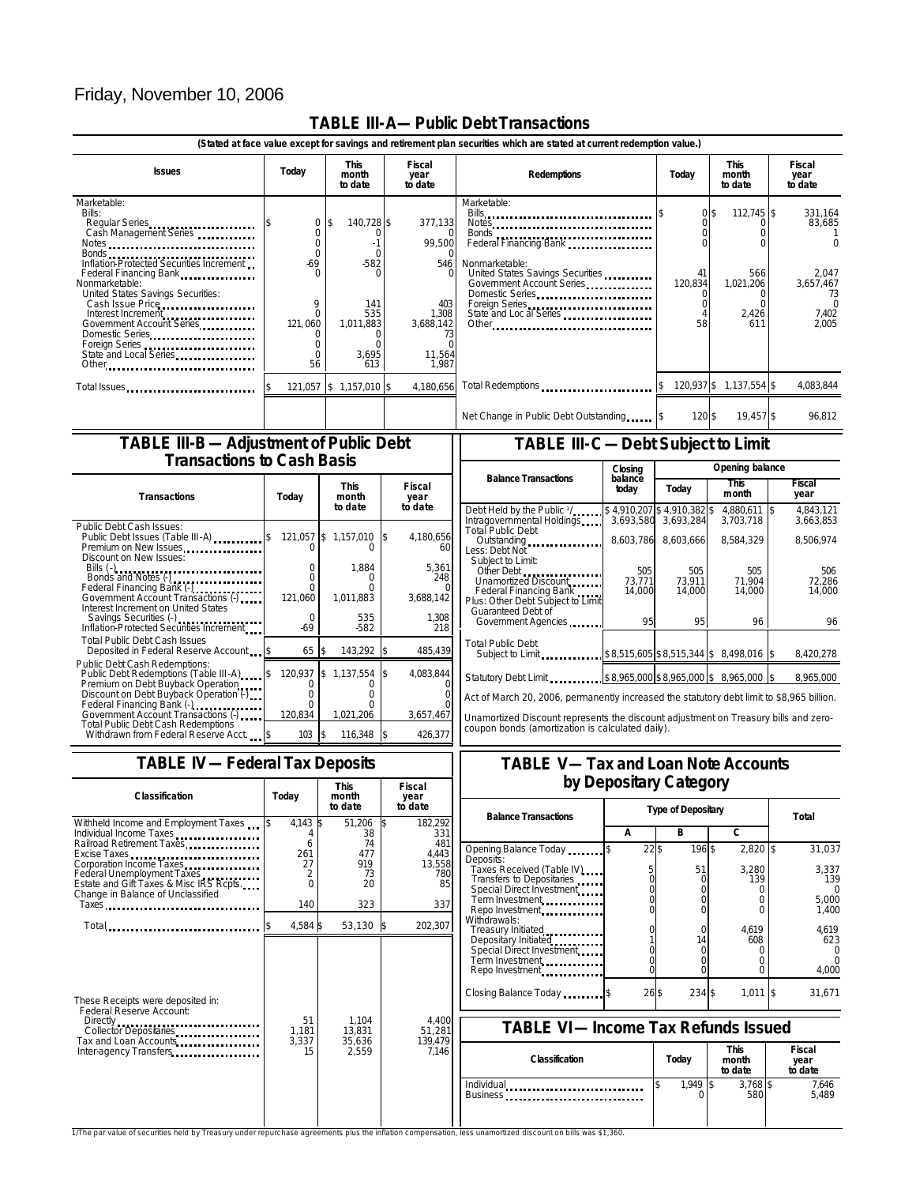Friday, November 10, 2006

## TABLE III-A— Public Debt Transactions

(Stated at face value except for savings and retirement plan securities which are stated at current redemption value.)

| Issues | Today | This month to date | Fiscal year to date |
|---|---|---|---|
| Marketable: | | | |
| Bills: | | | |
| Regular Series | $ 0 | $ 140,728 | $ 377,133 |
| Cash Management Series | 0 | 0 | 0 |
| Notes | 0 | -1 | 99,500 |
| Bonds | 0 | 0 | 0 |
| Inflation-Protected Securities Increment | -69 | -582 | 546 |
| Federal Financing Bank | 0 | 0 | 0 |
| Nonmarketable: | | | |
| United States Savings Securities: | | | |
| Cash Issue Price | 9 | 141 | 403 |
| Interest Increment | 0 | 535 | 1,308 |
| Government Account Series | 121,060 | 1,011,883 | 3,688,142 |
| Domestic Series | 0 | 0 | 73 |
| Foreign Series | 0 | 0 | 0 |
| State and Local Series | 0 | 3,695 | 11,564 |
| Other | 56 | 613 | 1,987 |
| Total Issues | $ 121,057 | $ 1,157,010 | $ 4,180,656 |

| Redemptions | Today | This month to date | Fiscal year to date |
|---|---|---|---|
| Marketable: | | | |
| Bills | $ 0 | $ 112,745 | $ 331,164 |
| Notes | 0 | 0 | 83,685 |
| Bonds | 0 | 0 | 1 |
| Federal Financing Bank | 0 | 0 | 0 |
| Nonmarketable: | | | |
| United States Savings Securities | 41 | 566 | 2,047 |
| Government Account Series | 120,834 | 1,021,206 | 3,657,467 |
| Domestic Series | 0 | 0 | 73 |
| Foreign Series | 0 | 0 | 0 |
| State and Local Series | 4 | 2,426 | 7,402 |
| Other | 58 | 611 | 2,005 |
| Total Redemptions | $ 120,937 | $ 1,137,554 | $ 4,083,844 |
| Net Change in Public Debt Outstanding | $ 120 | $ 19,457 | $ 96,812 |

## TABLE III-B — Adjustment of Public Debt Transactions to Cash Basis

| Transactions | Today | This month to date | Fiscal year to date |
|---|---|---|---|
| Public Debt Cash Issues: | | | |
| Public Debt Issues (Table III-A) | $ 121,057 | $ 1,157,010 | $ 4,180,656 |
| Premium on New Issues | 0 | 0 | 60 |
| Discount on New Issues: | | | |
| Bills (-) | 0 | 1,884 | 5,361 |
| Bonds and Notes (-) | 0 | 0 | 248 |
| Federal Financing Bank (-) | 0 | 0 | 0 |
| Government Account Transactions (-) | 121,060 | 1,011,883 | 3,688,142 |
| Interest Increment on United States Savings Securities (-) | 0 | 535 | 1,308 |
| Inflation-Protected Securities Increment | -69 | -582 | 218 |
| Total Public Debt Cash Issues Deposited in Federal Reserve Account | $ 65 | $ 143,292 | $ 485,439 |
| Public Debt Cash Redemptions: | | | |
| Public Debt Redemptions (Table III-A) | $ 120,937 | $ 1,137,554 | $ 4,083,844 |
| Premium on Debt Buyback Operation | 0 | 0 | 0 |
| Discount on Debt Buyback Operation (-) | 0 | 0 | 0 |
| Federal Financing Bank (-) | 0 | 0 | 0 |
| Government Account Transactions (-) | 120,834 | 1,021,206 | 3,657,467 |
| Total Public Debt Cash Redemptions Withdrawn from Federal Reserve Acct. | $ 103 | $ 116,348 | $ 426,377 |

## TABLE III-C — Debt Subject to Limit

| Balance Transactions | Closing balance today | Opening balance Today | Opening balance This month | Opening balance Fiscal year |
|---|---|---|---|---|
| Debt Held by the Public 1/ | $ 4,910,207 | $ 4,910,382 | $ 4,880,611 | $ 4,843,121 |
| Intragovernmental Holdings | 3,693,580 | 3,693,284 | 3,703,718 | 3,663,853 |
| Total Public Debt Outstanding | 8,603,786 | 8,603,666 | 8,584,329 | 8,506,974 |
| Less: Debt Not Subject to Limit: | | | | |
| Other Debt | 505 | 505 | 505 | 506 |
| Unamortized Discount | 73,771 | 73,911 | 71,904 | 72,286 |
| Federal Financing Bank | 14,000 | 14,000 | 14,000 | 14,000 |
| Plus: Other Debt Subject to Limit Guaranteed Debt of Government Agencies | 95 | 95 | 96 | 96 |
| Total Public Debt Subject to Limit | $ 8,515,605 | $ 8,515,344 | $ 8,498,016 | $ 8,420,278 |
| Statutory Debt Limit | $ 8,965,000 | $ 8,965,000 | $ 8,965,000 | $ 8,965,000 |

Act of March 20, 2006, permanently increased the statutory debt limit to $8,965 billion.

Unamortized Discount represents the discount adjustment on Treasury bills and zero-coupon bonds (amortization is calculated daily).

## TABLE IV — Federal Tax Deposits

| Classification | Today | This month to date | Fiscal year to date |
|---|---|---|---|
| Withheld Income and Employment Taxes | $ 4,143 | $ 51,206 | $ 182,292 |
| Individual Income Taxes | 4 | 38 | 331 |
| Railroad Retirement Taxes | 6 | 74 | 481 |
| Excise Taxes | 261 | 477 | 4,443 |
| Corporation Income Taxes | 27 | 919 | 13,558 |
| Federal Unemployment Taxes | 2 | 73 | 780 |
| Estate and Gift Taxes & Misc IRS Rcpts. | 0 | 20 | 85 |
| Change in Balance of Unclassified Taxes | 140 | 323 | 337 |
| Total | $ 4,584 | $ 53,130 | $ 202,307 |
| These Receipts were deposited in: | | | |
| Federal Reserve Account: | | | |
| Directly | 51 | 1,104 | 4,400 |
| Collector Depositaries | 1,181 | 13,831 | 51,281 |
| Tax and Loan Accounts | 3,337 | 35,636 | 139,479 |
| Inter-agency Transfers | 15 | 2,559 | 7,146 |

## TABLE V — Tax and Loan Note Accounts by Depositary Category

| Balance Transactions | Type of Depositary A | B | C | Total |
|---|---|---|---|---|
| Opening Balance Today | $ 22 | $ 196 | $ 2,820 | $ 31,037 |
| Deposits: | | | | |
| Taxes Received (Table IV) | 5 | 51 | 3,280 | 3,337 |
| Transfers to Depositaries | 0 | 0 | 139 | 139 |
| Special Direct Investment | 0 | 0 | 0 | 0 |
| Term Investment | 0 | 0 | 0 | 5,000 |
| Repo Investment | 0 | 0 | 0 | 1,400 |
| Withdrawals: | | | | |
| Treasury Initiated | 0 | 0 | 4,619 | 4,619 |
| Depositary Initiated | 1 | 14 | 608 | 623 |
| Special Direct Investment | 0 | 0 | 0 | 0 |
| Term Investment | 0 | 0 | 0 | 0 |
| Repo Investment | 0 | 0 | 0 | 4,000 |
| Closing Balance Today | $ 26 | $ 234 | $ 1,011 | $ 31,671 |

## TABLE VI — Income Tax Refunds Issued

| Classification | Today | This month to date | Fiscal year to date |
|---|---|---|---|
| Individual | $ 1,949 | $ 3,768 | $ 7,646 |
| Business | 0 | 580 | 5,489 |

1/The par value of securities held by Treasury under repurchase agreements plus the inflation compensation, less unamortized discount on bills was $1,360.